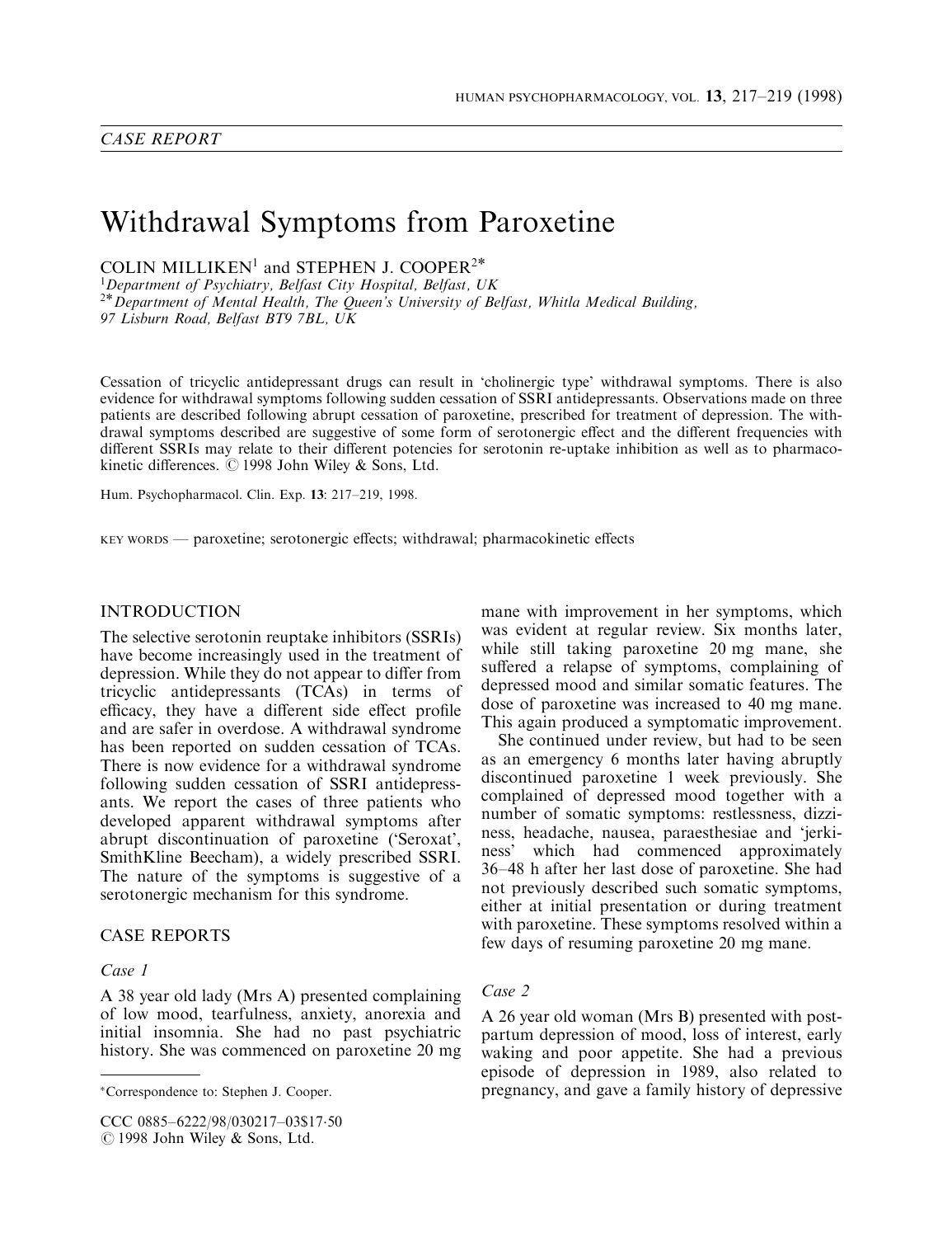*CASE REPORT*

# Withdrawal Symptoms from Paroxetine

COLIN MILLIKEN[1] and STEPHEN J. COOPER[2*]

[1]*Department of Psychiatry, Belfast City Hospital, Belfast, UK*
[2*]*Department of Mental Health, The Queen's University of Belfast, Whitla Medical Building, 97 Lisburn Road, Belfast BT9 7BL, UK*

Cessation of tricyclic antidepressant drugs can result in 'cholinergic type' withdrawal symptoms. There is also evidence for withdrawal symptoms following sudden cessation of SSRI antidepressants. Observations made on three patients are described following abrupt cessation of paroxetine, prescribed for treatment of depression. The withdrawal symptoms described are suggestive of some form of serotonergic effect and the different frequencies with different SSRIs may relate to their different potencies for serotonin re-uptake inhibition as well as to pharmacokinetic differences. © 1998 John Wiley & Sons, Ltd.

Hum. Psychopharmacol. Clin. Exp. **13**: 217–219, 1998.

KEY WORDS — paroxetine; serotonergic effects; withdrawal; pharmacokinetic effects

## INTRODUCTION

The selective serotonin reuptake inhibitors (SSRIs) have become increasingly used in the treatment of depression. While they do not appear to differ from tricyclic antidepressants (TCAs) in terms of efficacy, they have a different side effect profile and are safer in overdose. A withdrawal syndrome has been reported on sudden cessation of TCAs. There is now evidence for a withdrawal syndrome following sudden cessation of SSRI antidepressants. We report the cases of three patients who developed apparent withdrawal symptoms after abrupt discontinuation of paroxetine ('Seroxat', SmithKline Beecham), a widely prescribed SSRI. The nature of the symptoms is suggestive of a serotonergic mechanism for this syndrome.

## CASE REPORTS

### *Case 1*

A 38 year old lady (Mrs A) presented complaining of low mood, tearfulness, anxiety, anorexia and initial insomnia. She had no past psychiatric history. She was commenced on paroxetine 20 mg mane with improvement in her symptoms, which was evident at regular review. Six months later, while still taking paroxetine 20 mg mane, she suffered a relapse of symptoms, complaining of depressed mood and similar somatic features. The dose of paroxetine was increased to 40 mg mane. This again produced a symptomatic improvement.

She continued under review, but had to be seen as an emergency 6 months later having abruptly discontinued paroxetine 1 week previously. She complained of depressed mood together with a number of somatic symptoms: restlessness, dizziness, headache, nausea, paraesthesiae and 'jerkiness' which had commenced approximately 36–48 h after her last dose of paroxetine. She had not previously described such somatic symptoms, either at initial presentation or during treatment with paroxetine. These symptoms resolved within a few days of resuming paroxetine 20 mg mane.

### *Case 2*

A 26 year old woman (Mrs B) presented with postpartum depression of mood, loss of interest, early waking and poor appetite. She had a previous episode of depression in 1989, also related to pregnancy, and gave a family history of depressive

*Correspondence to: Stephen J. Cooper.

CCC 0885–6222/98/030217–03$17·50
© 1998 John Wiley & Sons, Ltd.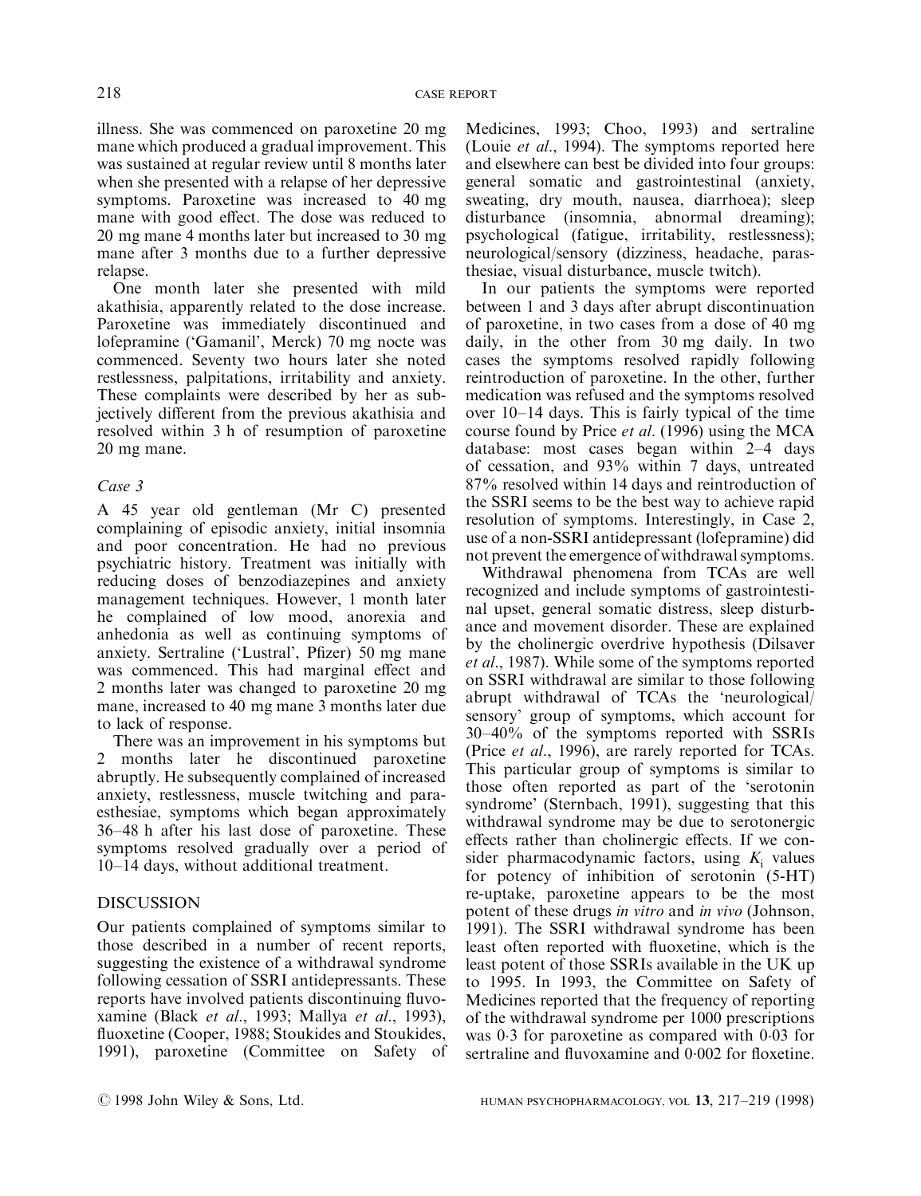illness. She was commenced on paroxetine 20 mg mane which produced a gradual improvement. This was sustained at regular review until 8 months later when she presented with a relapse of her depressive symptoms. Paroxetine was increased to 40 mg mane with good effect. The dose was reduced to 20 mg mane 4 months later but increased to 30 mg mane after 3 months due to a further depressive relapse.

One month later she presented with mild akathisia, apparently related to the dose increase. Paroxetine was immediately discontinued and lofepramine ('Gamanil', Merck) 70 mg nocte was commenced. Seventy two hours later she noted restlessness, palpitations, irritability and anxiety. These complaints were described by her as subjectively different from the previous akathisia and resolved within 3 h of resumption of paroxetine 20 mg mane.

### *Case 3*

A 45 year old gentleman (Mr C) presented complaining of episodic anxiety, initial insomnia and poor concentration. He had no previous psychiatric history. Treatment was initially with reducing doses of benzodiazepines and anxiety management techniques. However, 1 month later he complained of low mood, anorexia and anhedonia as well as continuing symptoms of anxiety. Sertraline ('Lustral', Pfizer) 50 mg mane was commenced. This had marginal effect and 2 months later was changed to paroxetine 20 mg mane, increased to 40 mg mane 3 months later due to lack of response.

There was an improvement in his symptoms but 2 months later he discontinued paroxetine abruptly. He subsequently complained of increased anxiety, restlessness, muscle twitching and paraesthesiae, symptoms which began approximately 36–48 h after his last dose of paroxetine. These symptoms resolved gradually over a period of 10–14 days, without additional treatment.

## DISCUSSION

Our patients complained of symptoms similar to those described in a number of recent reports, suggesting the existence of a withdrawal syndrome following cessation of SSRI antidepressants. These reports have involved patients discontinuing fluvoxamine (Black *et al*., 1993; Mallya *et al*., 1993), fluoxetine (Cooper, 1988; Stoukides and Stoukides, 1991), paroxetine (Committee on Safety of Medicines, 1993; Choo, 1993) and sertraline (Louie *et al*., 1994). The symptoms reported here and elsewhere can best be divided into four groups: general somatic and gastrointestinal (anxiety, sweating, dry mouth, nausea, diarrhoea); sleep disturbance (insomnia, abnormal dreaming); psychological (fatigue, irritability, restlessness); neurological/sensory (dizziness, headache, parasthesiae, visual disturbance, muscle twitch).

In our patients the symptoms were reported between 1 and 3 days after abrupt discontinuation of paroxetine, in two cases from a dose of 40 mg daily, in the other from 30 mg daily. In two cases the symptoms resolved rapidly following reintroduction of paroxetine. In the other, further medication was refused and the symptoms resolved over 10–14 days. This is fairly typical of the time course found by Price *et al*. (1996) using the MCA database: most cases began within 2–4 days of cessation, and 93% within 7 days, untreated 87% resolved within 14 days and reintroduction of the SSRI seems to be the best way to achieve rapid resolution of symptoms. Interestingly, in Case 2, use of a non-SSRI antidepressant (lofepramine) did not prevent the emergence of withdrawal symptoms.

Withdrawal phenomena from TCAs are well recognized and include symptoms of gastrointestinal upset, general somatic distress, sleep disturbance and movement disorder. These are explained by the cholinergic overdrive hypothesis (Dilsaver *et al*., 1987). While some of the symptoms reported on SSRI withdrawal are similar to those following abrupt withdrawal of TCAs the 'neurological/sensory' group of symptoms, which account for 30–40% of the symptoms reported with SSRIs (Price *et al*., 1996), are rarely reported for TCAs. This particular group of symptoms is similar to those often reported as part of the 'serotonin syndrome' (Sternbach, 1991), suggesting that this withdrawal syndrome may be due to serotonergic effects rather than cholinergic effects. If we consider pharmacodynamic factors, using $K_i$ values for potency of inhibition of serotonin (5-HT) re-uptake, paroxetine appears to be the most potent of these drugs *in vitro* and *in vivo* (Johnson, 1991). The SSRI withdrawal syndrome has been least often reported with fluoxetine, which is the least potent of those SSRIs available in the UK up to 1995. In 1993, the Committee on Safety of Medicines reported that the frequency of reporting of the withdrawal syndrome per 1000 prescriptions was 0·3 for paroxetine as compared with 0·03 for sertraline and fluvoxamine and 0·002 for floxetine.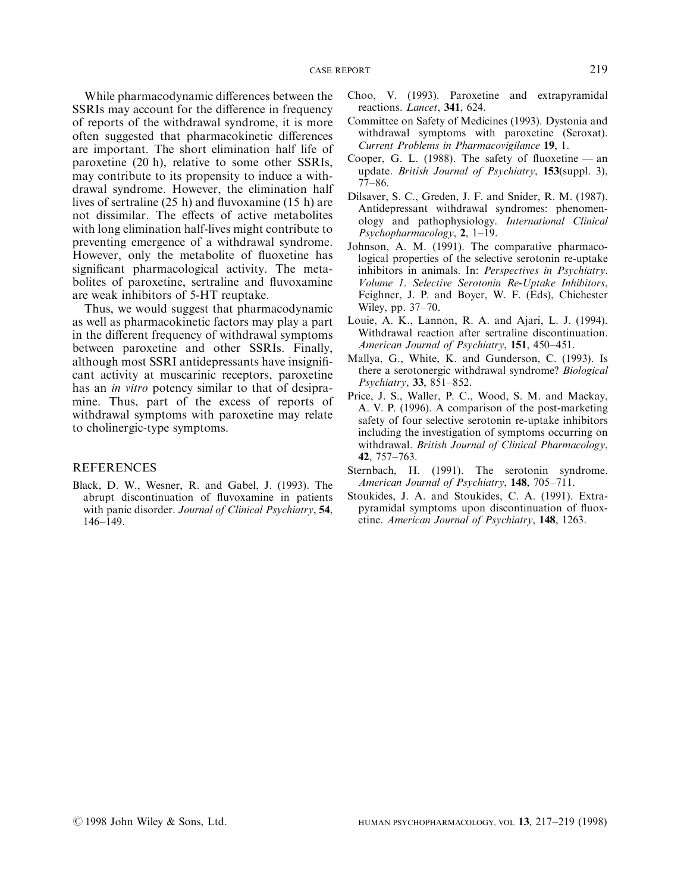While pharmacodynamic differences between the SSRIs may account for the difference in frequency of reports of the withdrawal syndrome, it is more often suggested that pharmacokinetic differences are important. The short elimination half life of paroxetine (20 h), relative to some other SSRIs, may contribute to its propensity to induce a withdrawal syndrome. However, the elimination half lives of sertraline (25 h) and fluvoxamine (15 h) are not dissimilar. The effects of active metabolites with long elimination half-lives might contribute to preventing emergence of a withdrawal syndrome. However, only the metabolite of fluoxetine has significant pharmacological activity. The metabolites of paroxetine, sertraline and fluvoxamine are weak inhibitors of 5-HT reuptake.

Thus, we would suggest that pharmacodynamic as well as pharmacokinetic factors may play a part in the different frequency of withdrawal symptoms between paroxetine and other SSRIs. Finally, although most SSRI antidepressants have insignificant activity at muscarinic receptors, paroxetine has an *in vitro* potency similar to that of desipramine. Thus, part of the excess of reports of withdrawal symptoms with paroxetine may relate to cholinergic-type symptoms.

## REFERENCES

Black, D. W., Wesner, R. and Gabel, J. (1993). The abrupt discontinuation of fluvoxamine in patients with panic disorder. *Journal of Clinical Psychiatry*, **54**, 146–149.

Choo, V. (1993). Paroxetine and extrapyramidal reactions. *Lancet*, **341**, 624.

Committee on Safety of Medicines (1993). Dystonia and withdrawal symptoms with paroxetine (Seroxat). *Current Problems in Pharmacovigilance* **19**, 1.

Cooper, G. L. (1988). The safety of fluoxetine — an update. *British Journal of Psychiatry*, **153**(suppl. 3), 77–86.

Dilsaver, S. C., Greden, J. F. and Snider, R. M. (1987). Antidepressant withdrawal syndromes: phenomenology and pathophysiology. *International Clinical Psychopharmacology*, **2**, 1–19.

Johnson, A. M. (1991). The comparative pharmacological properties of the selective serotonin re-uptake inhibitors in animals. In: *Perspectives in Psychiatry. Volume 1. Selective Serotonin Re-Uptake Inhibitors*, Feighner, J. P. and Boyer, W. F. (Eds), Chichester Wiley, pp. 37–70.

Louie, A. K., Lannon, R. A. and Ajari, L. J. (1994). Withdrawal reaction after sertraline discontinuation. *American Journal of Psychiatry*, **151**, 450–451.

Mallya, G., White, K. and Gunderson, C. (1993). Is there a serotonergic withdrawal syndrome? *Biological Psychiatry*, **33**, 851–852.

Price, J. S., Waller, P. C., Wood, S. M. and Mackay, A. V. P. (1996). A comparison of the post-marketing safety of four selective serotonin re-uptake inhibitors including the investigation of symptoms occurring on withdrawal. *British Journal of Clinical Pharmacology*, **42**, 757–763.

Sternbach, H. (1991). The serotonin syndrome. *American Journal of Psychiatry*, **148**, 705–711.

Stoukides, J. A. and Stoukides, C. A. (1991). Extrapyramidal symptoms upon discontinuation of fluoxetine. *American Journal of Psychiatry*, **148**, 1263.